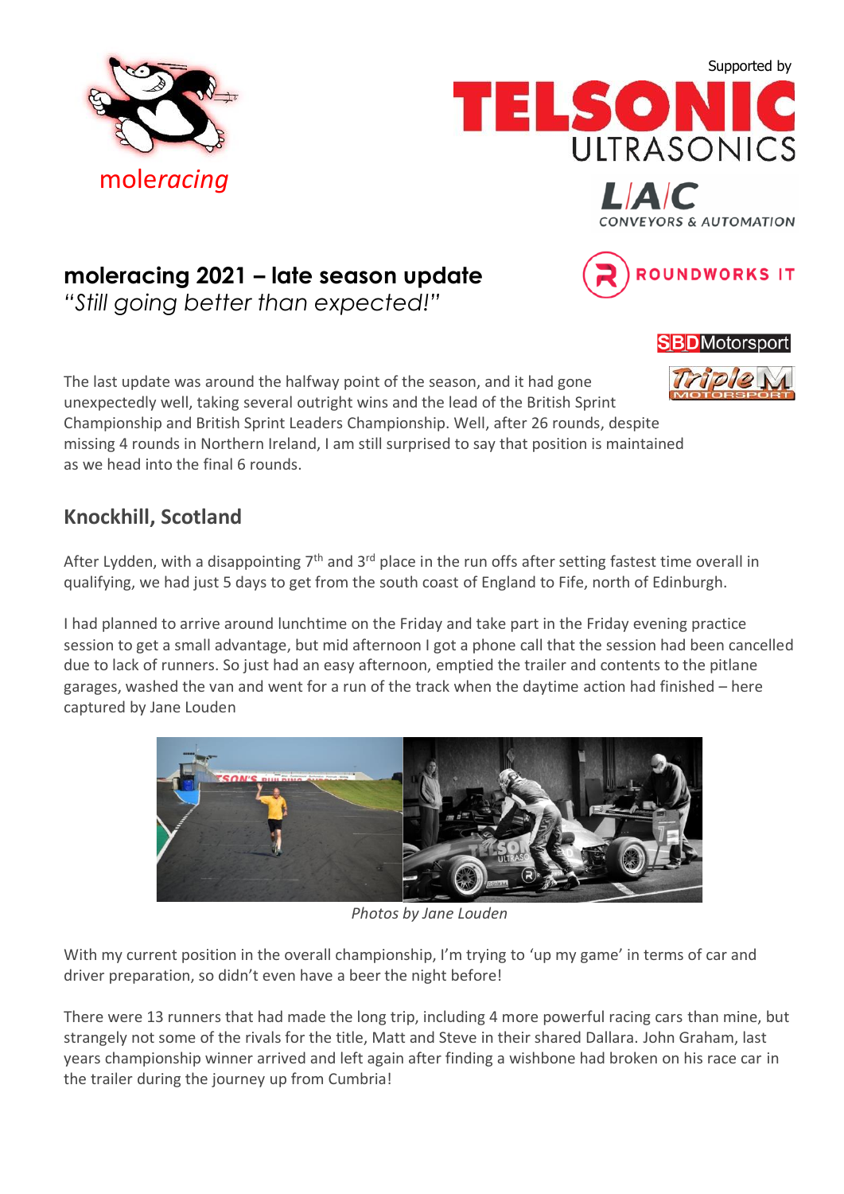moleracing

Supported by

TELSONIC ULTRASONICS

L/A/C CONVEYORS & AUTOMATION

ROUNDWORKS IT

SBD Motorsport

Triple M MOTORSPORT

# moleracing 2021 – late season update

*"Still going better than expected!"*

The last update was around the halfway point of the season, and it had gone unexpectedly well, taking several outright wins and the lead of the British Sprint Championship and British Sprint Leaders Championship. Well, after 26 rounds, despite missing 4 rounds in Northern Ireland, I am still surprised to say that position is maintained as we head into the final 6 rounds.

## Knockhill, Scotland

After Lydden, with a disappointing 7th and 3rd place in the run offs after setting fastest time overall in qualifying, we had just 5 days to get from the south coast of England to Fife, north of Edinburgh.

I had planned to arrive around lunchtime on the Friday and take part in the Friday evening practice session to get a small advantage, but mid afternoon I got a phone call that the session had been cancelled due to lack of runners. So just had an easy afternoon, emptied the trailer and contents to the pitlane garages, washed the van and went for a run of the track when the daytime action had finished – here captured by Jane Louden

*Photos by Jane Louden*

With my current position in the overall championship, I'm trying to 'up my game' in terms of car and driver preparation, so didn't even have a beer the night before!

There were 13 runners that had made the long trip, including 4 more powerful racing cars than mine, but strangely not some of the rivals for the title, Matt and Steve in their shared Dallara. John Graham, last years championship winner arrived and left again after finding a wishbone had broken on his race car in the trailer during the journey up from Cumbria!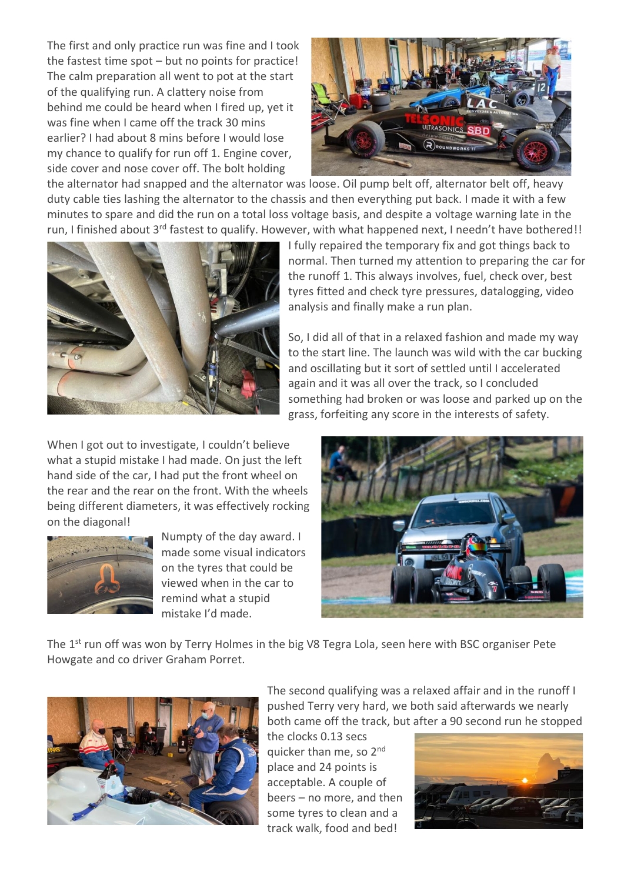The first and only practice run was fine and I took the fastest time spot – but no points for practice! The calm preparation all went to pot at the start of the qualifying run. A clattery noise from behind me could be heard when I fired up, yet it was fine when I came off the track 30 mins earlier? I had about 8 mins before I would lose my chance to qualify for run off 1. Engine cover, side cover and nose cover off. The bolt holding the alternator had snapped and the alternator was loose. Oil pump belt off, alternator belt off, heavy duty cable ties lashing the alternator to the chassis and then everything put back. I made it with a few minutes to spare and did the run on a total loss voltage basis, and despite a voltage warning late in the run, I finished about 3rd fastest to qualify. However, with what happened next, I needn't have bothered!!

I fully repaired the temporary fix and got things back to normal. Then turned my attention to preparing the car for the runoff 1. This always involves, fuel, check over, best tyres fitted and check tyre pressures, datalogging, video analysis and finally make a run plan.

So, I did all of that in a relaxed fashion and made my way to the start line. The launch was wild with the car bucking and oscillating but it sort of settled until I accelerated again and it was all over the track, so I concluded something had broken or was loose and parked up on the grass, forfeiting any score in the interests of safety.

When I got out to investigate, I couldn't believe what a stupid mistake I had made. On just the left hand side of the car, I had put the front wheel on the rear and the rear on the front. With the wheels being different diameters, it was effectively rocking on the diagonal!

Numpty of the day award. I made some visual indicators on the tyres that could be viewed when in the car to remind what a stupid mistake I'd made.

The 1st run off was won by Terry Holmes in the big V8 Tegra Lola, seen here with BSC organiser Pete Howgate and co driver Graham Porret.

The second qualifying was a relaxed affair and in the runoff I pushed Terry very hard, we both said afterwards we nearly both came off the track, but after a 90 second run he stopped the clocks 0.13 secs quicker than me, so 2nd place and 24 points is acceptable. A couple of beers – no more, and then some tyres to clean and a track walk, food and bed!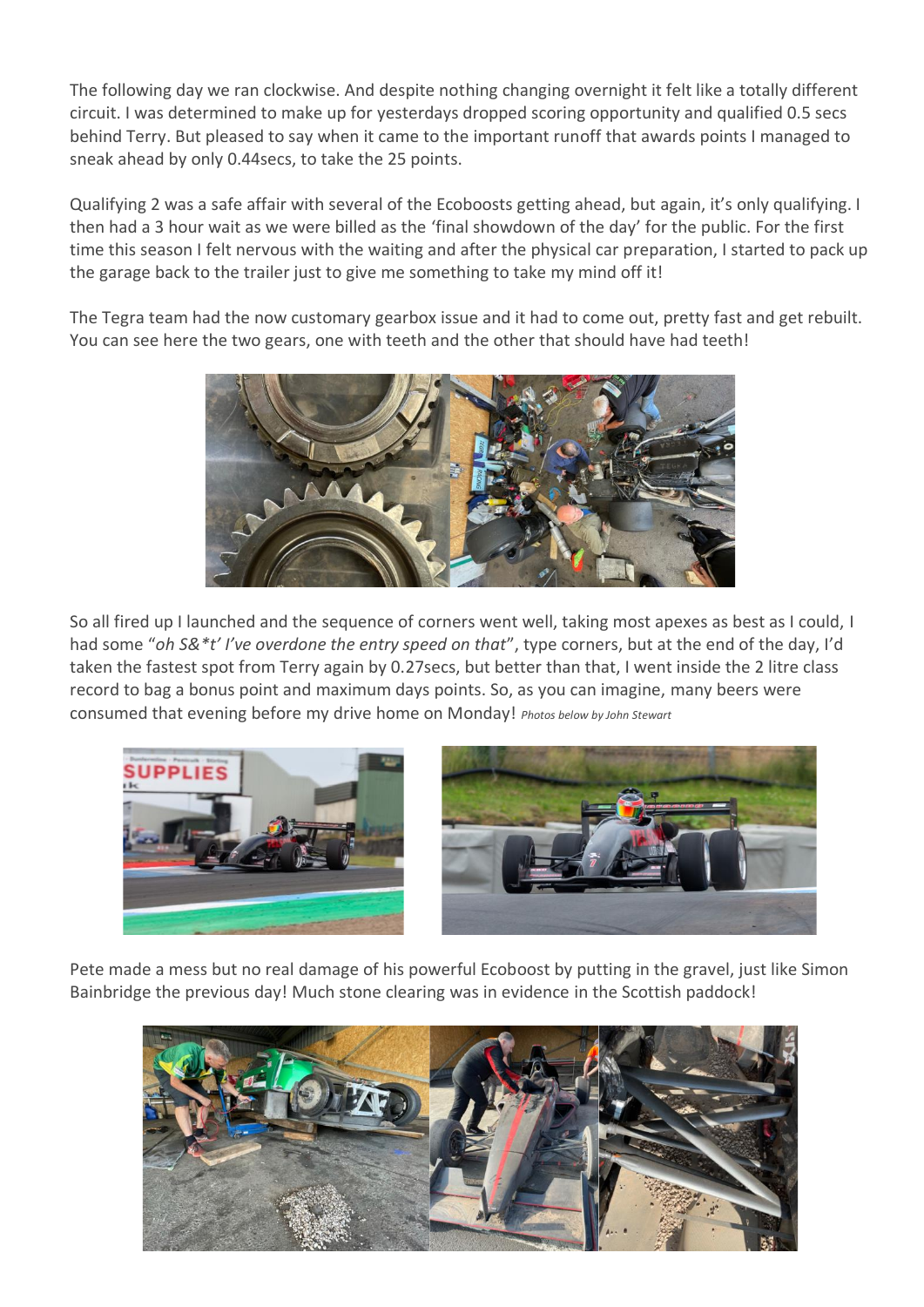The following day we ran clockwise. And despite nothing changing overnight it felt like a totally different circuit. I was determined to make up for yesterdays dropped scoring opportunity and qualified 0.5 secs behind Terry. But pleased to say when it came to the important runoff that awards points I managed to sneak ahead by only 0.44secs, to take the 25 points.

Qualifying 2 was a safe affair with several of the Ecoboosts getting ahead, but again, it's only qualifying. I then had a 3 hour wait as we were billed as the 'final showdown of the day' for the public. For the first time this season I felt nervous with the waiting and after the physical car preparation, I started to pack up the garage back to the trailer just to give me something to take my mind off it!

The Tegra team had the now customary gearbox issue and it had to come out, pretty fast and get rebuilt. You can see here the two gears, one with teeth and the other that should have had teeth!

So all fired up I launched and the sequence of corners went well, taking most apexes as best as I could, I had some "*oh S&*t' I've overdone the entry speed on that*", type corners, but at the end of the day, I'd taken the fastest spot from Terry again by 0.27secs, but better than that, I went inside the 2 litre class record to bag a bonus point and maximum days points. So, as you can imagine, many beers were consumed that evening before my drive home on Monday! *Photos below by John Stewart*

Pete made a mess but no real damage of his powerful Ecoboost by putting in the gravel, just like Simon Bainbridge the previous day! Much stone clearing was in evidence in the Scottish paddock!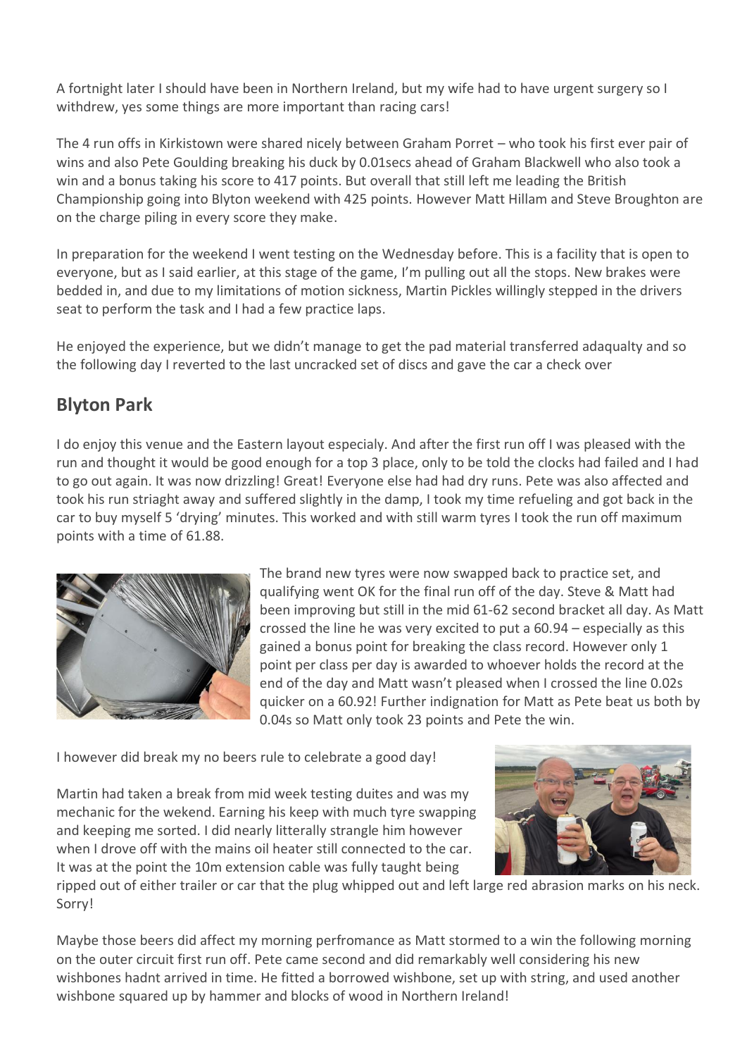A fortnight later I should have been in Northern Ireland, but my wife had to have urgent surgery so I withdrew, yes some things are more important than racing cars!

The 4 run offs in Kirkistown were shared nicely between Graham Porret – who took his first ever pair of wins and also Pete Goulding breaking his duck by 0.01secs ahead of Graham Blackwell who also took a win and a bonus taking his score to 417 points. But overall that still left me leading the British Championship going into Blyton weekend with 425 points. However Matt Hillam and Steve Broughton are on the charge piling in every score they make.

In preparation for the weekend I went testing on the Wednesday before. This is a facility that is open to everyone, but as I said earlier, at this stage of the game, I'm pulling out all the stops. New brakes were bedded in, and due to my limitations of motion sickness, Martin Pickles willingly stepped in the drivers seat to perform the task and I had a few practice laps.

He enjoyed the experience, but we didn't manage to get the pad material transferred adaqualty and so the following day I reverted to the last uncracked set of discs and gave the car a check over

## Blyton Park

I do enjoy this venue and the Eastern layout especialy. And after the first run off I was pleased with the run and thought it would be good enough for a top 3 place, only to be told the clocks had failed and I had to go out again. It was now drizzling! Great! Everyone else had had dry runs. Pete was also affected and took his run striaght away and suffered slightly in the damp, I took my time refueling and got back in the car to buy myself 5 'drying' minutes. This worked and with still warm tyres I took the run off maximum points with a time of 61.88.

The brand new tyres were now swapped back to practice set, and qualifying went OK for the final run off of the day. Steve & Matt had been improving but still in the mid 61-62 second bracket all day. As Matt crossed the line he was very excited to put a 60.94 – especially as this gained a bonus point for breaking the class record. However only 1 point per class per day is awarded to whoever holds the record at the end of the day and Matt wasn't pleased when I crossed the line 0.02s quicker on a 60.92! Further indignation for Matt as Pete beat us both by 0.04s so Matt only took 23 points and Pete the win.

I however did break my no beers rule to celebrate a good day!

Martin had taken a break from mid week testing duites and was my mechanic for the wekend. Earning his keep with much tyre swapping and keeping me sorted. I did nearly litterally strangle him however when I drove off with the mains oil heater still connected to the car. It was at the point the 10m extension cable was fully taught being ripped out of either trailer or car that the plug whipped out and left large red abrasion marks on his neck. Sorry!

Maybe those beers did affect my morning perfromance as Matt stormed to a win the following morning on the outer circuit first run off. Pete came second and did remarkably well considering his new wishbones hadnt arrived in time. He fitted a borrowed wishbone, set up with string, and used another wishbone squared up by hammer and blocks of wood in Northern Ireland!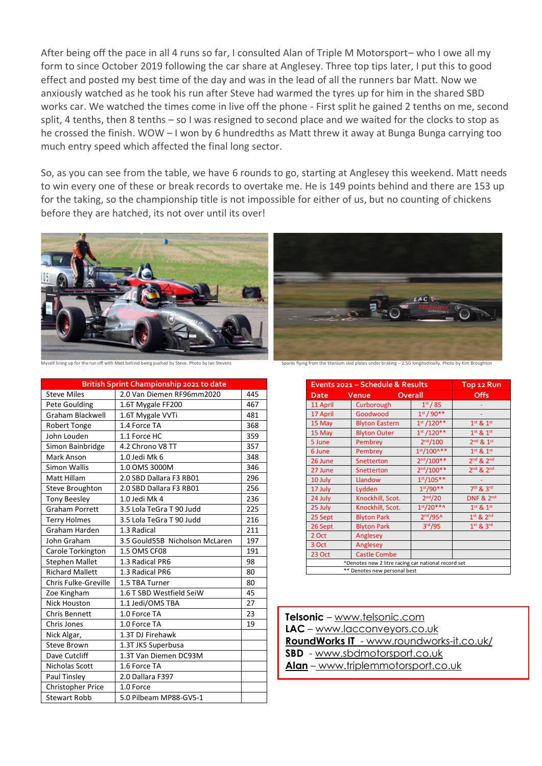After being off the pace in all 4 runs so far, I consulted Alan of Triple M Motorsport– who I owe all my form to since October 2019 following the car share at Anglesey. Three top tips later, I put this to good effect and posted my best time of the day and was in the lead of all the runners bar Matt. Now we anxiously watched as he took his run after Steve had warmed the tyres up for him in the shared SBD works car. We watched the times come in live off the phone - First split he gained 2 tenths on me, second split, 4 tenths, then 8 tenths – so I was resigned to second place and we waited for the clocks to stop as he crossed the finish. WOW – I won by 6 hundredths as Matt threw it away at Bunga Bunga carrying too much entry speed which affected the final long sector.

So, as you can see from the table, we have 6 rounds to go, starting at Anglesey this weekend. Matt needs to win every one of these or break records to overtake me. He is 149 points behind and there are 153 up for the taking, so the championship title is not impossible for either of us, but no counting of chickens before they are hatched, its not over until its over!

Myself lining up for the run off with Matt behind being pushed by Steve. Photo by Ian Stevens

Sparks flying from the titanium skid plates under braking – 2.5G longitudinally. Photo by Kim Broughton

| British Sprint Championship 2021 to date | | |
|---|---|---|
| Steve Miles | 2.0 Van Diemen RF96mm2020 | 445 |
| Pete Goulding | 1.6T Mygale FF200 | 467 |
| Graham Blackwell | 1.6T Mygale VVTi | 481 |
| Robert Tonge | 1.4 Force TA | 368 |
| John Louden | 1.1 Force HC | 359 |
| Simon Bainbridge | 4.2 Chrono V8 TT | 357 |
| Mark Anson | 1.0 Jedi Mk 6 | 348 |
| Simon Wallis | 1.0 OMS 3000M | 346 |
| Matt Hillam | 2.0 SBD Dallara F3 RB01 | 296 |
| Steve Broughton | 2.0 SBD Dallara F3 RB01 | 256 |
| Tony Beesley | 1.0 Jedi Mk 4 | 236 |
| Graham Porrett | 3.5 Lola TeGra T 90 Judd | 225 |
| Terry Holmes | 3.5 Lola TeGra T 90 Judd | 216 |
| Graham Harden | 1.3 Radical | 211 |
| John Graham | 3.5 Gould55B Nicholson McLaren | 197 |
| Carole Torkington | 1.5 OMS CF08 | 191 |
| Stephen Mallet | 1.3 Radical PR6 | 98 |
| Richard Mallett | 1.3 Radical PR6 | 80 |
| Chris Fulke-Greville | 1.5 TBA Turner | 80 |
| Zoe Kingham | 1.6 T SBD Westfield SeiW | 45 |
| Nick Houston | 1.1 Jedi/OMS TBA | 27 |
| Chris Bennett | 1.0 Force TA | 23 |
| Chris Jones | 1.0 Force TA | 19 |
| Nick Algar, | 1.3T DJ Firehawk | |
| Steve Brown | 1.3T JKS Superbusa | |
| Dave Cutcliff | 1.3T Van Diemen DC93M | |
| Nicholas Scott | 1.6 Force TA | |
| Paul Tinsley | 2.0 Dallara F397 | |
| Christopher Price | 1.0 Force | |
| Stewart Robb | 5.0 Pilbeam MP88-GV5-1 | |

| Events 2021 – Schedule & Results | | | Top 12 Run |
|---|---|---|---|
| Date | Venue | Overall | Offs |
| 11 April | Curborough | 1st / 85 | - |
| 17 April | Goodwood | 1st / 90** | - |
| 15 May | Blyton Eastern | 1st /120** | 1st & 1st |
| 15 May | Blyton Outer | 1st /120** | 1st & 1st |
| 5 June | Pembrey | 2nd/100 | 2nd & 1st |
| 6 June | Pembrey | 1st/100^** | 1st & 1st |
| 26 June | Snetterton | 2nd/100** | 2nd & 2nd |
| 27 June | Snetterton | 2nd/100** | 2nd & 2nd |
| 10 July | Llandow | 1st/105** | - |
| 17 July | Lydden | 1st/90** | 7th & 3rd |
| 24 July | Knockhill, Scot. | 2nd/20 | DNF & 2nd |
| 25 July | Knockhill, Scot. | 1st/20**^ | 1st & 1st |
| 25 Sept | Blyton Park | 2nd/95^ | 1st & 2nd |
| 26 Sept | Blyton Park | 3rd/95 | 1st & 3rd |
| 2 Oct | Anglesey | | |
| 3 Oct | Anglesey | | |
| 23 Oct | Castle Combe | | |

^Denotes new 2 litre racing car national record set
** Denotes new personal best

**Telsonic** – www.telsonic.com
**LAC** – www.lacconveyors.co.uk
**RoundWorks IT** - www.roundworks-it.co.uk/
**SBD** - www.sbdmotorsport.co.uk
**Alan** – www.triplemmotorsport.co.uk